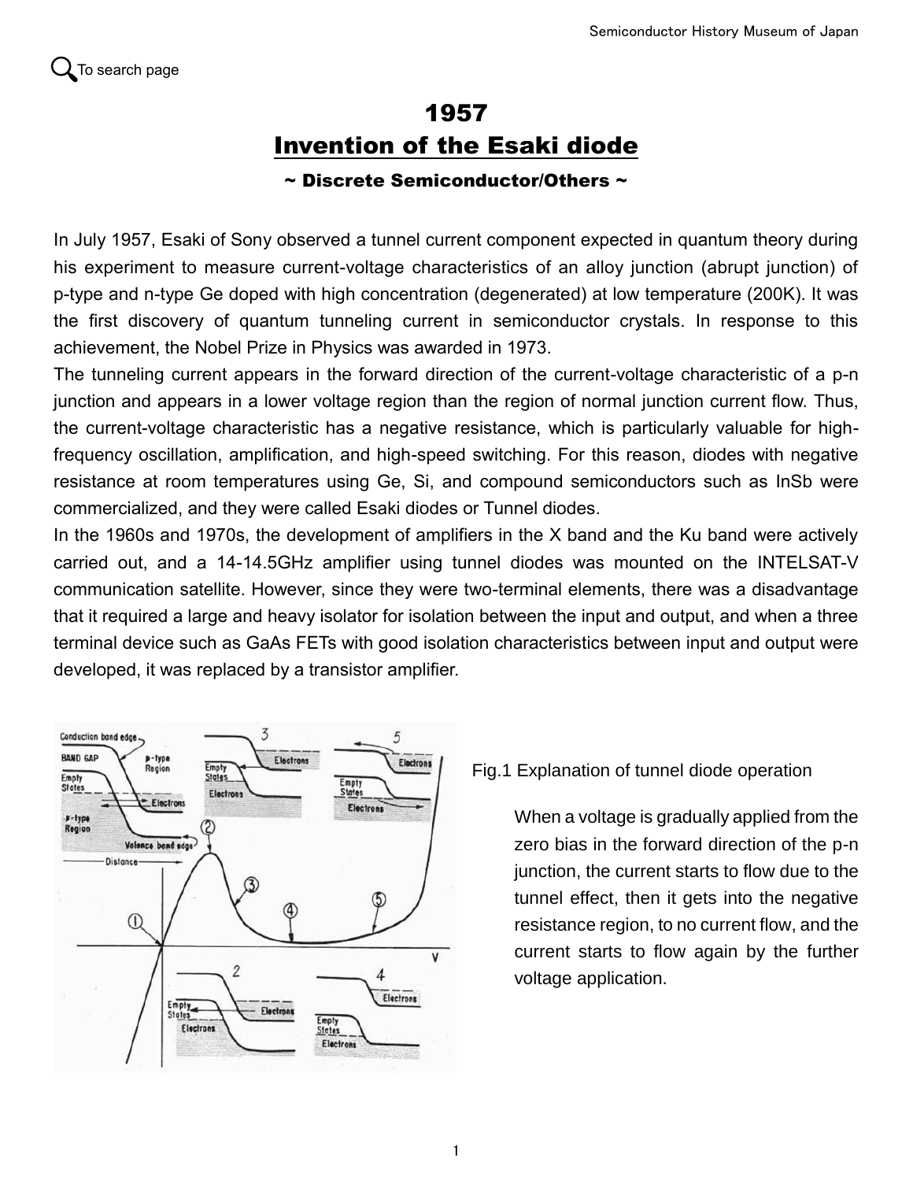Q To search page

# 1957
# Invention of the Esaki diode

**~ Discrete Semiconductor/Others ~**

In July 1957, Esaki of Sony observed a tunnel current component expected in quantum theory during his experiment to measure current-voltage characteristics of an alloy junction (abrupt junction) of p-type and n-type Ge doped with high concentration (degenerated) at low temperature (200K). It was the first discovery of quantum tunneling current in semiconductor crystals. In response to this achievement, the Nobel Prize in Physics was awarded in 1973.

The tunneling current appears in the forward direction of the current-voltage characteristic of a p-n junction and appears in a lower voltage region than the region of normal junction current flow. Thus, the current-voltage characteristic has a negative resistance, which is particularly valuable for high-frequency oscillation, amplification, and high-speed switching. For this reason, diodes with negative resistance at room temperatures using Ge, Si, and compound semiconductors such as InSb were commercialized, and they were called Esaki diodes or Tunnel diodes.

In the 1960s and 1970s, the development of amplifiers in the X band and the Ku band were actively carried out, and a 14-14.5GHz amplifier using tunnel diodes was mounted on the INTELSAT-V communication satellite. However, since they were two-terminal elements, there was a disadvantage that it required a large and heavy isolator for isolation between the input and output, and when a three terminal device such as GaAs FETs with good isolation characteristics between input and output were developed, it was replaced by a transistor amplifier.

Fig.1 Explanation of tunnel diode operation

When a voltage is gradually applied from the zero bias in the forward direction of the p-n junction, the current starts to flow due to the tunnel effect, then it gets into the negative resistance region, to no current flow, and the current starts to flow again by the further voltage application.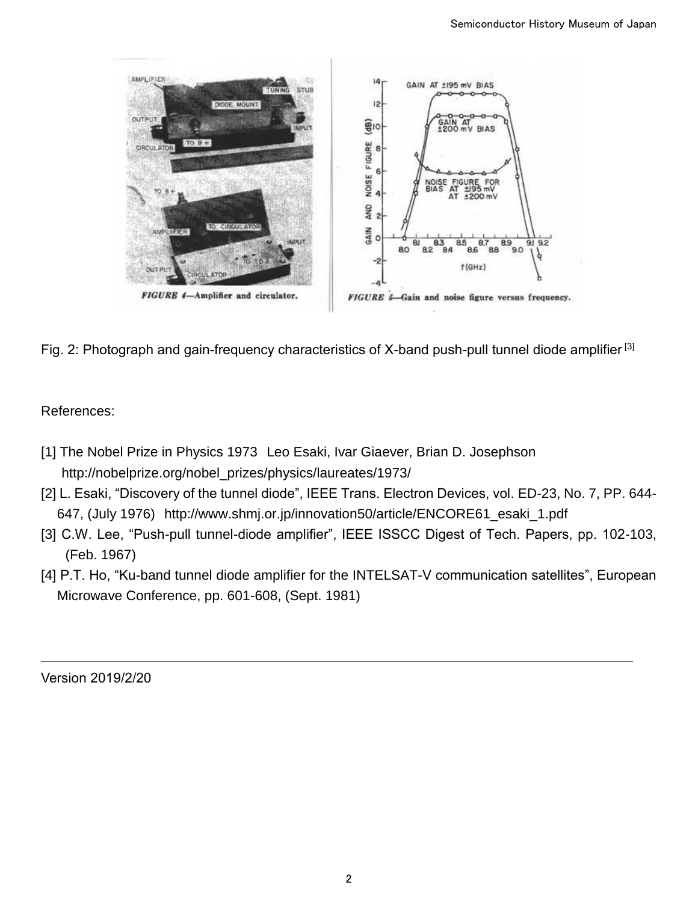AMPLIFIER

TUNING STUB

DIODE MOUNT

OUTPUT

INPUT

CIRCULATOR

TO B+

TO B+

AMPLIFIER

TO CIRCULATOR

INPUT

TO T.D.A.

OUTPUT

CIRCULATOR

*FIGURE 4*—Amplifier and circulator.

GAIN AT ±195 mV BIAS

GAIN AT ±200 mV BIAS

NOISE FIGURE FOR BIAS AT ±195 mV AT ±200 mV

GAIN AND NOISE FIGURE (dB)

f (GHz)

*FIGURE 5*—Gain and noise figure versus frequency.

Fig. 2: Photograph and gain-frequency characteristics of X-band push-pull tunnel diode amplifier [3]

References:

[1] The Nobel Prize in Physics 1973 Leo Esaki, Ivar Giaever, Brian D. Josephson http://nobelprize.org/nobel_prizes/physics/laureates/1973/

[2] L. Esaki, “Discovery of the tunnel diode”, IEEE Trans. Electron Devices, vol. ED-23, No. 7, PP. 644-647, (July 1976) http://www.shmj.or.jp/innovation50/article/ENCORE61_esaki_1.pdf

[3] C.W. Lee, “Push-pull tunnel-diode amplifier”, IEEE ISSCC Digest of Tech. Papers, pp. 102-103, (Feb. 1967)

[4] P.T. Ho, “Ku-band tunnel diode amplifier for the INTELSAT-V communication satellites”, European Microwave Conference, pp. 601-608, (Sept. 1981)

---

Version 2019/2/20